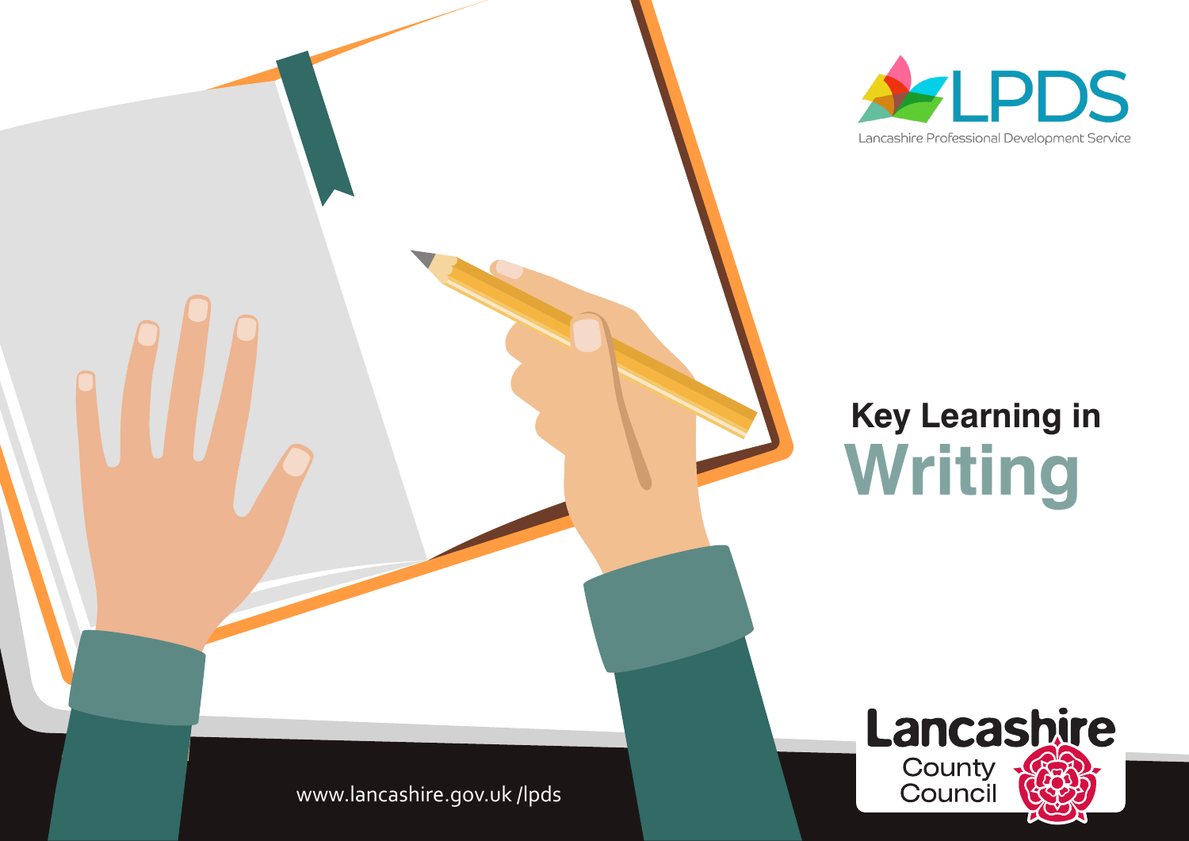LPDS

Lancashire Professional Development Service

# Key Learning in Writing

www.lancashire.gov.uk /lpds

Lancashire County Council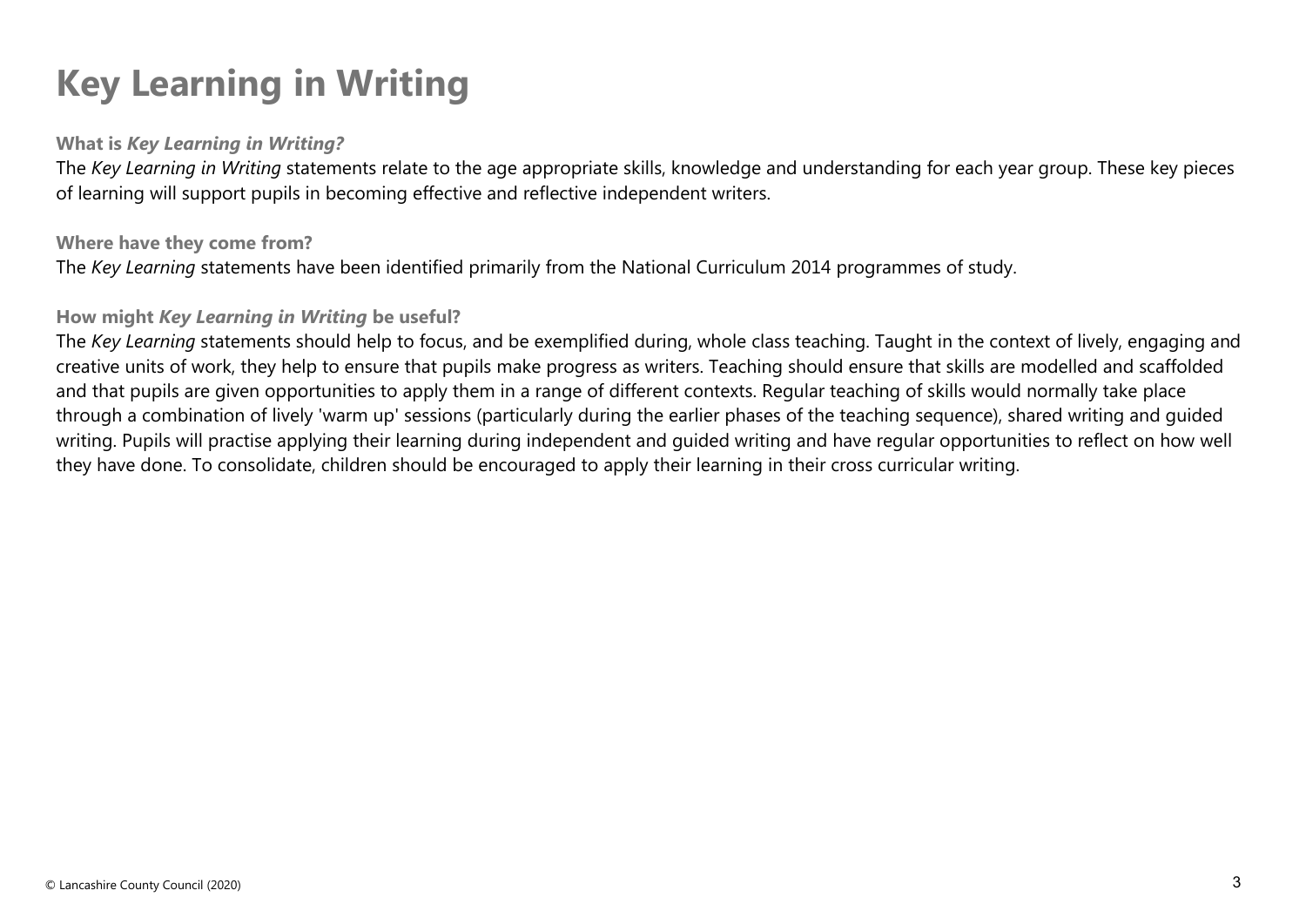# Key Learning in Writing

### What is *Key Learning in Writing?*

The *Key Learning in Writing* statements relate to the age appropriate skills, knowledge and understanding for each year group. These key pieces of learning will support pupils in becoming effective and reflective independent writers.

### Where have they come from?

The *Key Learning* statements have been identified primarily from the National Curriculum 2014 programmes of study.

### How might *Key Learning in Writing* be useful?

The *Key Learning* statements should help to focus, and be exemplified during, whole class teaching. Taught in the context of lively, engaging and creative units of work, they help to ensure that pupils make progress as writers. Teaching should ensure that skills are modelled and scaffolded and that pupils are given opportunities to apply them in a range of different contexts. Regular teaching of skills would normally take place through a combination of lively 'warm up' sessions (particularly during the earlier phases of the teaching sequence), shared writing and guided writing. Pupils will practise applying their learning during independent and guided writing and have regular opportunities to reflect on how well they have done. To consolidate, children should be encouraged to apply their learning in their cross curricular writing.

© Lancashire County Council (2020)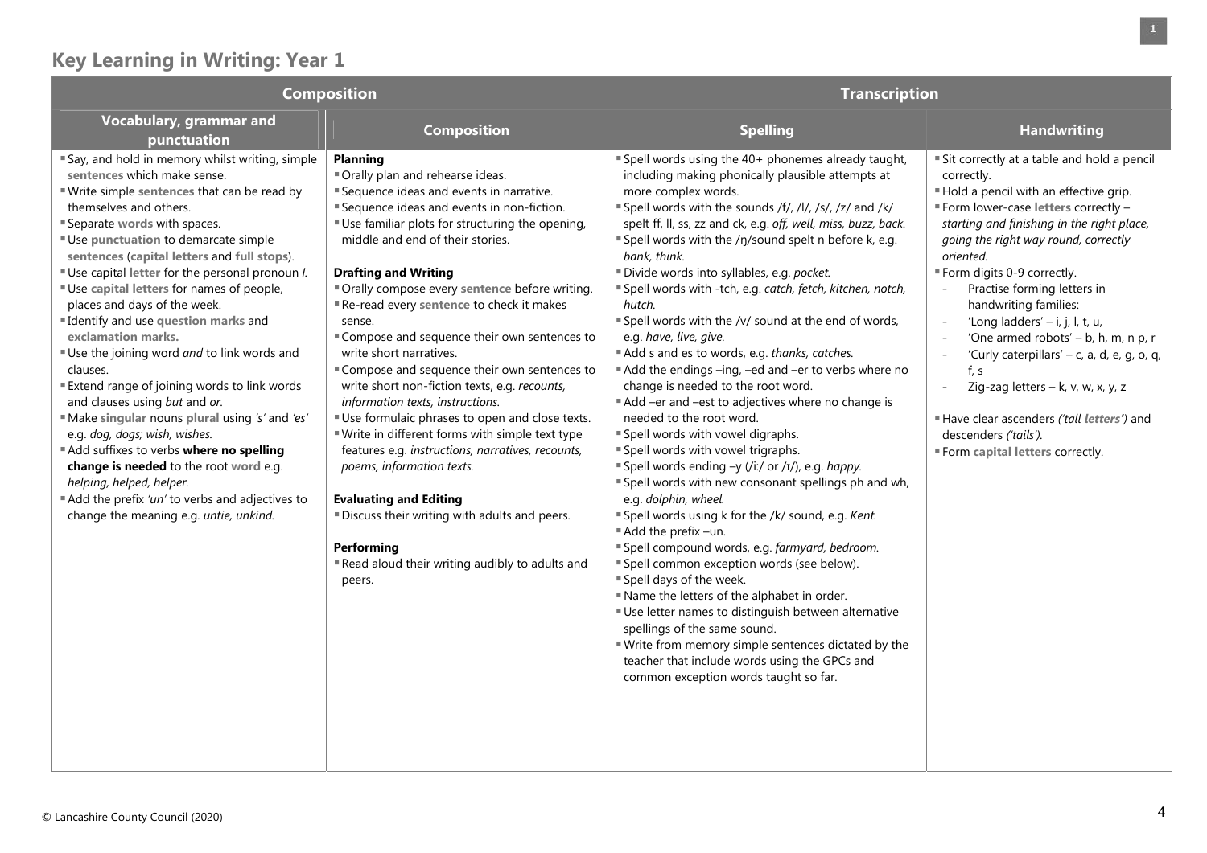## Key Learning in Writing: Year 1

| Composition | | Transcription | |
|---|---|---|---|
| **Vocabulary, grammar and punctuation** | **Composition** | **Spelling** | **Handwriting** |
| ▪ Say, and hold in memory whilst writing, simple sentences which make sense.<br>▪ Write simple sentences that can be read by themselves and others.<br>▪ Separate words with spaces.<br>▪ Use punctuation to demarcate simple sentences (capital letters and full stops).<br>▪ Use capital letter for the personal pronoun *I*.<br>▪ Use capital letters for names of people, places and days of the week.<br>▪ Identify and use question marks and exclamation marks.<br>▪ Use the joining word *and* to link words and clauses.<br>▪ Extend range of joining words to link words and clauses using *but* and *or*.<br>▪ Make singular nouns plural using *'s'* and *'es'* e.g. *dog, dogs; wish, wishes.*<br>▪ Add suffixes to verbs **where no spelling change is needed** to the root word e.g. *helping, helped, helper.*<br>▪ Add the prefix *'un'* to verbs and adjectives to change the meaning e.g. *untie, unkind.* | **Planning**<br>▪ Orally plan and rehearse ideas.<br>▪ Sequence ideas and events in narrative.<br>▪ Sequence ideas and events in non-fiction.<br>▪ Use familiar plots for structuring the opening, middle and end of their stories.<br><br>**Drafting and Writing**<br>▪ Orally compose every sentence before writing.<br>▪ Re-read every sentence to check it makes sense.<br>▪ Compose and sequence their own sentences to write short narratives.<br>▪ Compose and sequence their own sentences to write short non-fiction texts, e.g. *recounts, information texts, instructions.*<br>▪ Use formulaic phrases to open and close texts.<br>▪ Write in different forms with simple text type features e.g. *instructions, narratives, recounts, poems, information texts.*<br><br>**Evaluating and Editing**<br>▪ Discuss their writing with adults and peers.<br><br>**Performing**<br>▪ Read aloud their writing audibly to adults and peers. | ▪ Spell words using the 40+ phonemes already taught, including making phonically plausible attempts at more complex words.<br>▪ Spell words with the sounds /f/, /l/, /s/, /z/ and /k/ spelt ff, ll, ss, zz and ck, e.g. *off, well, miss, buzz, back.*<br>▪ Spell words with the /ŋ/sound spelt n before k, e.g. *bank, think.*<br>▪ Divide words into syllables, e.g. *pocket.*<br>▪ Spell words with -tch, e.g. *catch, fetch, kitchen, notch, hutch.*<br>▪ Spell words with the /v/ sound at the end of words, e.g. *have, live, give.*<br>▪ Add s and es to words, e.g. *thanks, catches.*<br>▪ Add the endings –ing, –ed and –er to verbs where no change is needed to the root word.<br>▪ Add –er and –est to adjectives where no change is needed to the root word.<br>▪ Spell words with vowel digraphs.<br>▪ Spell words with vowel trigraphs.<br>▪ Spell words ending –y (/i:/ or /ɪ/), e.g. *happy.*<br>▪ Spell words with new consonant spellings ph and wh, e.g. *dolphin, wheel.*<br>▪ Spell words using k for the /k/ sound, e.g. *Kent.*<br>▪ Add the prefix –un.<br>▪ Spell compound words, e.g. *farmyard, bedroom.*<br>▪ Spell common exception words (see below).<br>▪ Spell days of the week.<br>▪ Name the letters of the alphabet in order.<br>▪ Use letter names to distinguish between alternative spellings of the same sound.<br>▪ Write from memory simple sentences dictated by the teacher that include words using the GPCs and common exception words taught so far. | ▪ Sit correctly at a table and hold a pencil correctly.<br>▪ Hold a pencil with an effective grip.<br>▪ Form lower-case letters correctly – *starting and finishing in the right place, going the right way round, correctly oriented.*<br>▪ Form digits 0-9 correctly.<br>- Practise forming letters in handwriting families:<br>- 'Long ladders' – i, j, l, t, u,<br>- 'One armed robots' – b, h, m, n p, r<br>- 'Curly caterpillars' – c, a, d, e, g, o, q, f, s<br>- Zig-zag letters – k, v, w, x, y, z<br><br>▪ Have clear ascenders *('tall letters')* and descenders *('tails').*<br>▪ Form capital letters correctly. |

© Lancashire County Council (2020)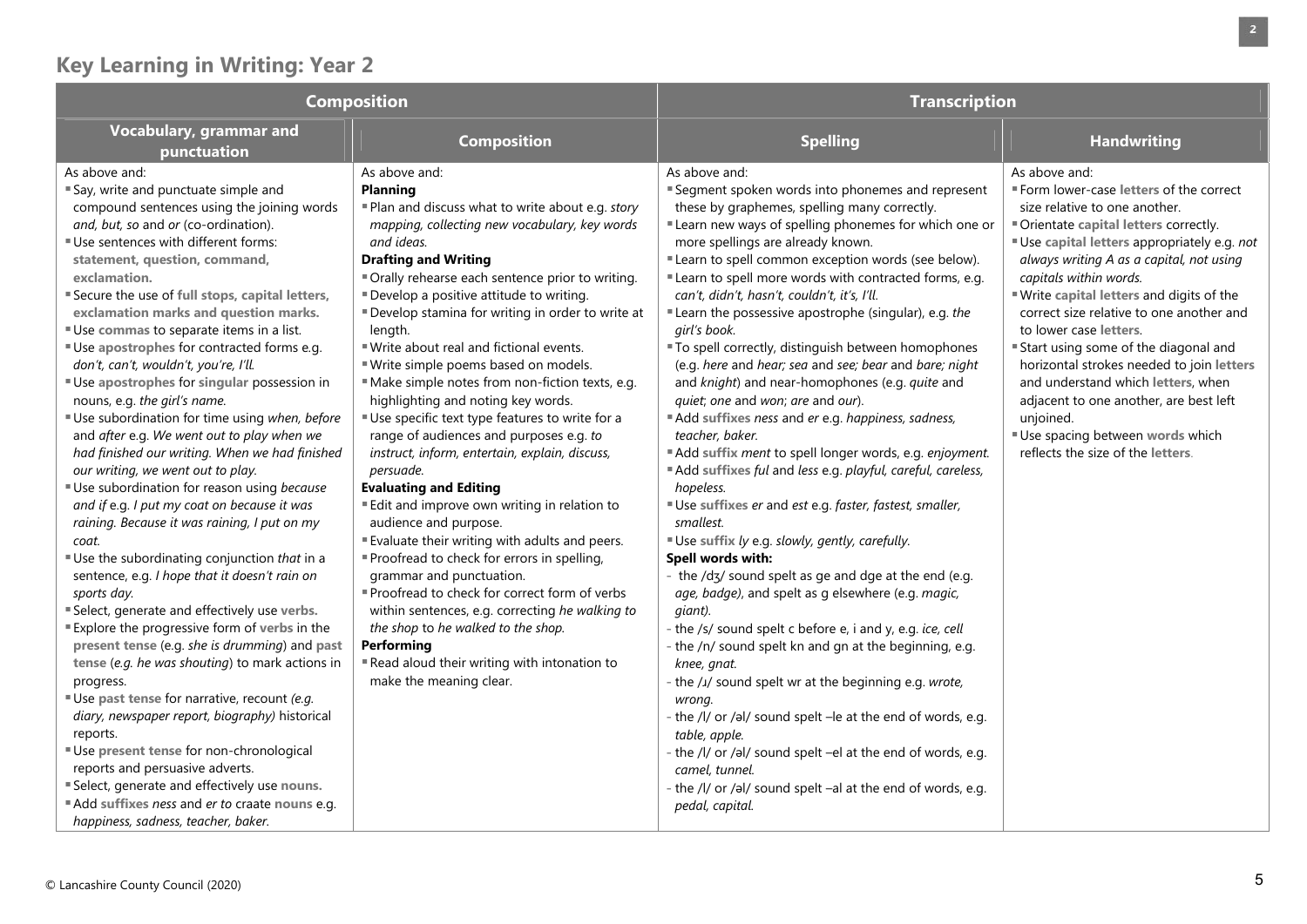## Key Learning in Writing: Year 2

| Composition | | Transcription | |
|---|---|---|---|
| **Vocabulary, grammar and punctuation** | **Composition** | **Spelling** | **Handwriting** |
| As above and:<br>▪ Say, write and punctuate simple and compound sentences using the joining words *and, but, so* and *or* (co-ordination).<br>▪ Use sentences with different forms: **statement, question, command, exclamation.**<br>▪ Secure the use of **full stops, capital letters, exclamation marks and question marks.**<br>▪ Use **commas** to separate items in a list.<br>▪ Use **apostrophes** for contracted forms e.g. *don't, can't, wouldn't, you're, I'll.*<br>▪ Use **apostrophes** for **singular** possession in nouns, e.g. *the girl's name.*<br>▪ Use subordination for time using *when, before* and *after* e.g. *We went out to play when we had finished our writing. When we had finished our writing, we went out to play.*<br>▪ Use subordination for reason using *because* and *if* e.g. *I put my coat on because it was raining. Because it was raining, I put on my coat.*<br>▪ Use the subordinating conjunction *that* in a sentence, e.g. *I hope that it doesn't rain on sports day.*<br>▪ Select, generate and effectively use **verbs.**<br>▪ Explore the progressive form of **verbs** in the **present tense** (e.g. *she is drumming*) and **past tense** (*e.g. he was shouting*) to mark actions in progress.<br>▪ Use **past tense** for narrative, recount *(e.g. diary, newspaper report, biography)* historical reports.<br>▪ Use **present tense** for non-chronological reports and persuasive adverts.<br>▪ Select, generate and effectively use **nouns.**<br>▪ Add **suffixes** *ness* and *er to* craate **nouns** e.g. *happiness, sadness, teacher, baker.* | As above and:<br>**Planning**<br>▪ Plan and discuss what to write about e.g. *story mapping, collecting new vocabulary, key words and ideas.*<br>**Drafting and Writing**<br>▪ Orally rehearse each sentence prior to writing.<br>▪ Develop a positive attitude to writing.<br>▪ Develop stamina for writing in order to write at length.<br>▪ Write about real and fictional events.<br>▪ Write simple poems based on models.<br>▪ Make simple notes from non-fiction texts, e.g. highlighting and noting key words.<br>▪ Use specific text type features to write for a range of audiences and purposes e.g. *to instruct, inform, entertain, explain, discuss, persuade.*<br>**Evaluating and Editing**<br>▪ Edit and improve own writing in relation to audience and purpose.<br>▪ Evaluate their writing with adults and peers.<br>▪ Proofread to check for errors in spelling, grammar and punctuation.<br>▪ Proofread to check for correct form of verbs within sentences, e.g. correcting *he walking to the shop* to *he walked to the shop.*<br>**Performing**<br>▪ Read aloud their writing with intonation to make the meaning clear. | As above and:<br>▪ Segment spoken words into phonemes and represent these by graphemes, spelling many correctly.<br>▪ Learn new ways of spelling phonemes for which one or more spellings are already known.<br>▪ Learn to spell common exception words (see below).<br>▪ Learn to spell more words with contracted forms, e.g. *can't, didn't, hasn't, couldn't, it's, I'll.*<br>▪ Learn the possessive apostrophe (singular), e.g. *the girl's book.*<br>▪ To spell correctly, distinguish between homophones (e.g. *here* and *hear; sea* and *see; bear* and *bare; night* and *knight*) and near-homophones (e.g. *quite* and *quiet*; *one* and *won*; *are* and *our*).<br>▪ Add **suffixes** *ness* and *er* e.g. *happiness, sadness, teacher, baker.*<br>▪ Add **suffix** *ment* to spell longer words, e.g. *enjoyment.*<br>▪ Add **suffixes** *ful* and *less* e.g. *playful, careful, careless, hopeless.*<br>▪ Use **suffixes** *er* and *est* e.g. *faster, fastest, smaller, smallest.*<br>▪ Use **suffix** *ly* e.g. *slowly, gently, carefully.*<br>**Spell words with:**<br>- the /dʒ/ sound spelt as ge and dge at the end (e.g. *age, badge)*, and spelt as g elsewhere (e.g. *magic, giant).*<br>- the /s/ sound spelt c before e, i and y, e.g. *ice, cell*<br>- the /n/ sound spelt kn and gn at the beginning, e.g. *knee, gnat.*<br>- the /ɹ/ sound spelt wr at the beginning e.g. *wrote, wrong.*<br>- the /l/ or /əl/ sound spelt –le at the end of words, e.g. *table, apple.*<br>- the /l/ or /əl/ sound spelt –el at the end of words, e.g. *camel, tunnel.*<br>- the /l/ or /əl/ sound spelt –al at the end of words, e.g. *pedal, capital.* | As above and:<br>▪ Form lower-case **letters** of the correct size relative to one another.<br>▪ Orientate **capital letters** correctly.<br>▪ Use **capital letters** appropriately e.g. *not always writing A as a capital, not using capitals within words.*<br>▪ Write **capital letters** and digits of the correct size relative to one another and to lower case **letters**.<br>▪ Start using some of the diagonal and horizontal strokes needed to join **letters** and understand which **letters**, when adjacent to one another, are best left unjoined.<br>▪ Use spacing between **words** which reflects the size of the **letters**. |

© Lancashire County Council (2020)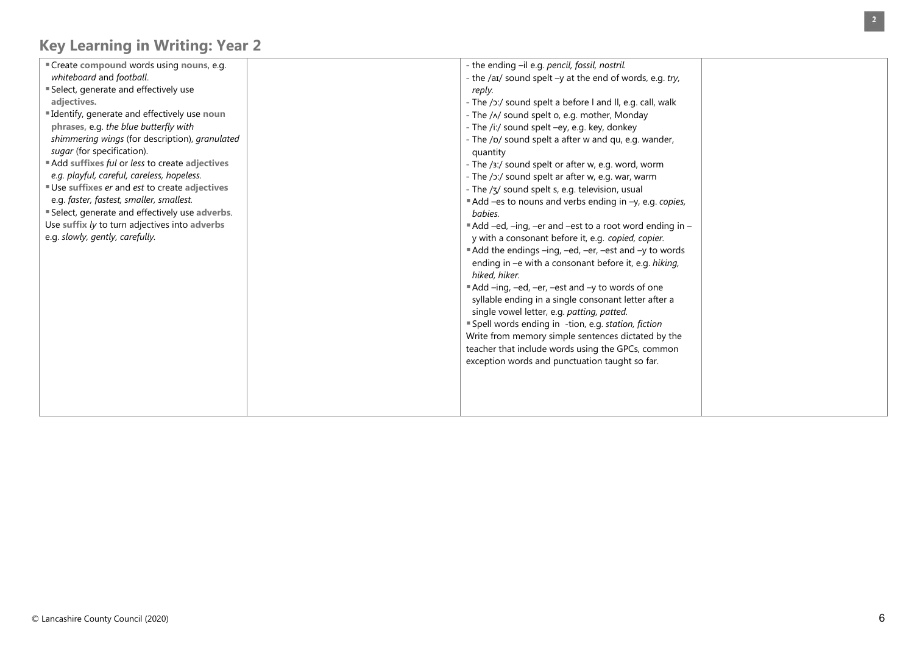## Key Learning in Writing: Year 2

| | | | |
|---|---|---|---|
| ▪ Create **compound** words using **nouns**, e.g. *whiteboard* and *football*.<br>▪ Select, generate and effectively use **adjectives.**<br>▪ Identify, generate and effectively use **noun phrases**, e.g. *the blue butterfly with shimmering wings* (for description), *granulated sugar* (for specification).<br>▪ Add **suffixes** *ful* or *less* to create **adjectives** *e.g. playful, careful, careless, hopeless.*<br>▪ Use **suffixes** *er* and *est* to create **adjectives** e.g. *faster, fastest, smaller, smallest.*<br>▪ Select, generate and effectively use **adverbs**. Use **suffix** *ly* to turn adjectives into **adverbs** e.g. *slowly, gently, carefully.* | | - the ending –il e.g. *pencil, fossil, nostril.*<br>- the /aɪ/ sound spelt –y at the end of words, e.g. *try, reply.*<br>- The /ɔ:/ sound spelt a before l and ll, e.g. call, walk<br>- The /ʌ/ sound spelt o, e.g. mother, Monday<br>- The /i:/ sound spelt –ey, e.g. key, donkey<br>- The /ɒ/ sound spelt a after w and qu, e.g. wander, quantity<br>- The /ɜ:/ sound spelt or after w, e.g. word, worm<br>- The /ɔ:/ sound spelt ar after w, e.g. war, warm<br>- The /ʒ/ sound spelt s, e.g. television, usual<br>▪ Add –es to nouns and verbs ending in –y, e.g. *copies, babies.*<br>▪ Add –ed, –ing, –er and –est to a root word ending in –y with a consonant before it, e.g. *copied, copier.*<br>▪ Add the endings –ing, –ed, –er, –est and –y to words ending in –e with a consonant before it, e.g. *hiking, hiked, hiker.*<br>▪ Add –ing, –ed, –er, –est and –y to words of one syllable ending in a single consonant letter after a single vowel letter, e.g. *patting, patted.*<br>▪ Spell words ending in -tion, e.g. *station, fiction*<br>Write from memory simple sentences dictated by the teacher that include words using the GPCs, common exception words and punctuation taught so far. | |

© Lancashire County Council (2020)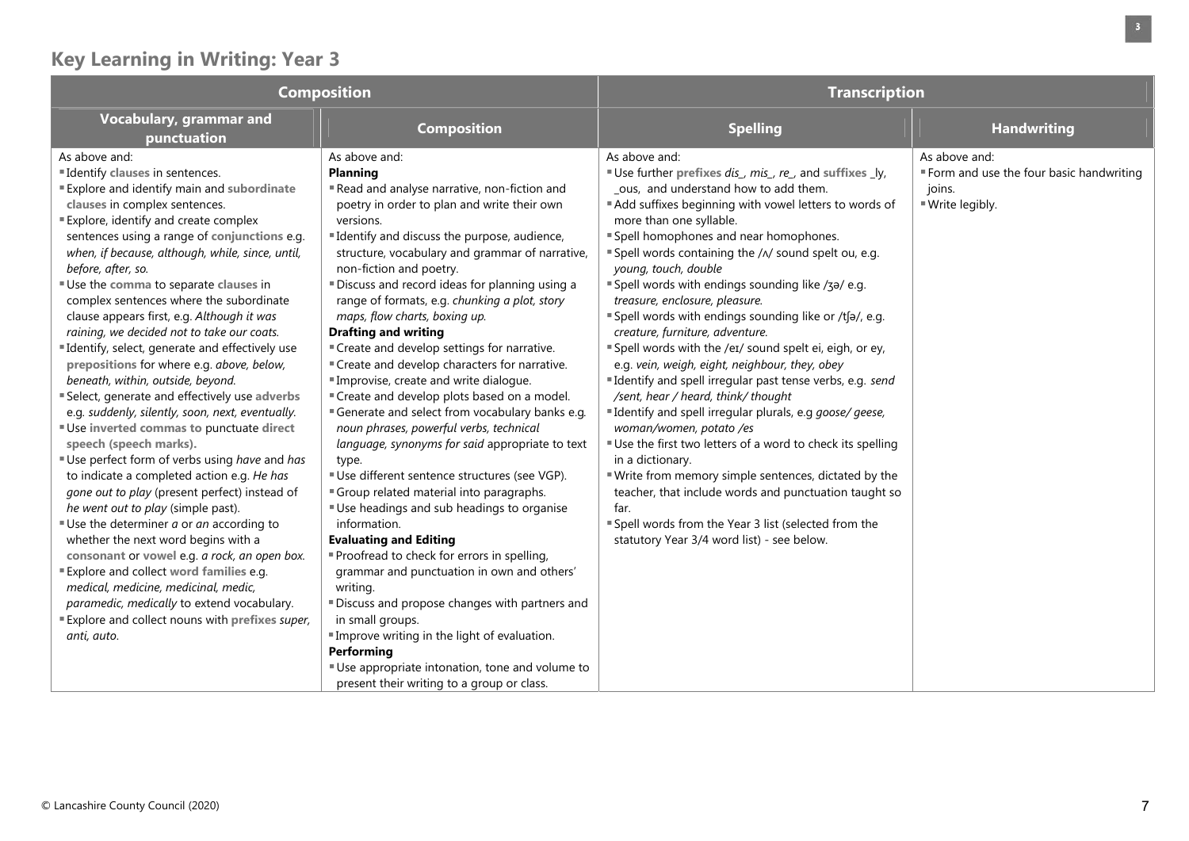## Key Learning in Writing: Year 3

| Composition | | Transcription | |
|---|---|---|---|
| **Vocabulary, grammar and punctuation** | **Composition** | **Spelling** | **Handwriting** |
| As above and:<br>▪ Identify clauses in sentences.<br>▪ Explore and identify main and subordinate clauses in complex sentences.<br>▪ Explore, identify and create complex sentences using a range of conjunctions e.g. *when, if because, although, while, since, until, before, after, so.*<br>▪ Use the comma to separate clauses in complex sentences where the subordinate clause appears first, e.g. *Although it was raining, we decided not to take our coats.*<br>▪ Identify, select, generate and effectively use prepositions for where e.g. *above, below, beneath, within, outside, beyond.*<br>▪ Select, generate and effectively use adverbs e.g. *suddenly, silently, soon, next, eventually.*<br>▪ Use **inverted commas to** punctuate **direct speech (speech marks).**<br>▪ Use perfect form of verbs using *have* and *has* to indicate a completed action e.g. *He has gone out to play* (present perfect) instead of *he went out to play* (simple past).<br>▪ Use the determiner *a* or *an* according to whether the next word begins with a consonant or vowel e.g. *a rock, an open box.*<br>▪ Explore and collect word families e.g. *medical, medicine, medicinal, medic, paramedic, medically* to extend vocabulary.<br>▪ Explore and collect nouns with prefixes *super, anti, auto.* | As above and:<br>**Planning**<br>▪ Read and analyse narrative, non-fiction and poetry in order to plan and write their own versions.<br>▪ Identify and discuss the purpose, audience, structure, vocabulary and grammar of narrative, non-fiction and poetry.<br>▪ Discuss and record ideas for planning using a range of formats, e.g. *chunking a plot, story maps, flow charts, boxing up.*<br>**Drafting and writing**<br>▪ Create and develop settings for narrative.<br>▪ Create and develop characters for narrative.<br>▪ Improvise, create and write dialogue.<br>▪ Create and develop plots based on a model.<br>▪ Generate and select from vocabulary banks e.g. *noun phrases, powerful verbs, technical language, synonyms for said* appropriate to text type.<br>▪ Use different sentence structures (see VGP).<br>▪ Group related material into paragraphs.<br>▪ Use headings and sub headings to organise information.<br>**Evaluating and Editing**<br>▪ Proofread to check for errors in spelling, grammar and punctuation in own and others' writing.<br>▪ Discuss and propose changes with partners and in small groups.<br>▪ Improve writing in the light of evaluation.<br>**Performing**<br>▪ Use appropriate intonation, tone and volume to present their writing to a group or class. | As above and:<br>▪ Use further prefixes *dis_, mis_, re_,* and suffixes _ly, _ous, and understand how to add them.<br>▪ Add suffixes beginning with vowel letters to words of more than one syllable.<br>▪ Spell homophones and near homophones.<br>▪ Spell words containing the /ʌ/ sound spelt ou, e.g. *young, touch, double*<br>▪ Spell words with endings sounding like /ʒə/ e.g. *treasure, enclosure, pleasure.*<br>▪ Spell words with endings sounding like or /tʃə/, e.g. *creature, furniture, adventure.*<br>▪ Spell words with the /eɪ/ sound spelt ei, eigh, or ey, e.g. *vein, weigh, eight, neighbour, they, obey*<br>▪ Identify and spell irregular past tense verbs, e.g. *send /sent, hear / heard, think/ thought*<br>▪ Identify and spell irregular plurals, e.g *goose/ geese, woman/women, potato /es*<br>▪ Use the first two letters of a word to check its spelling in a dictionary.<br>▪ Write from memory simple sentences, dictated by the teacher, that include words and punctuation taught so far.<br>▪ Spell words from the Year 3 list (selected from the statutory Year 3/4 word list) - see below. | As above and:<br>▪ Form and use the four basic handwriting joins.<br>▪ Write legibly. |

© Lancashire County Council (2020)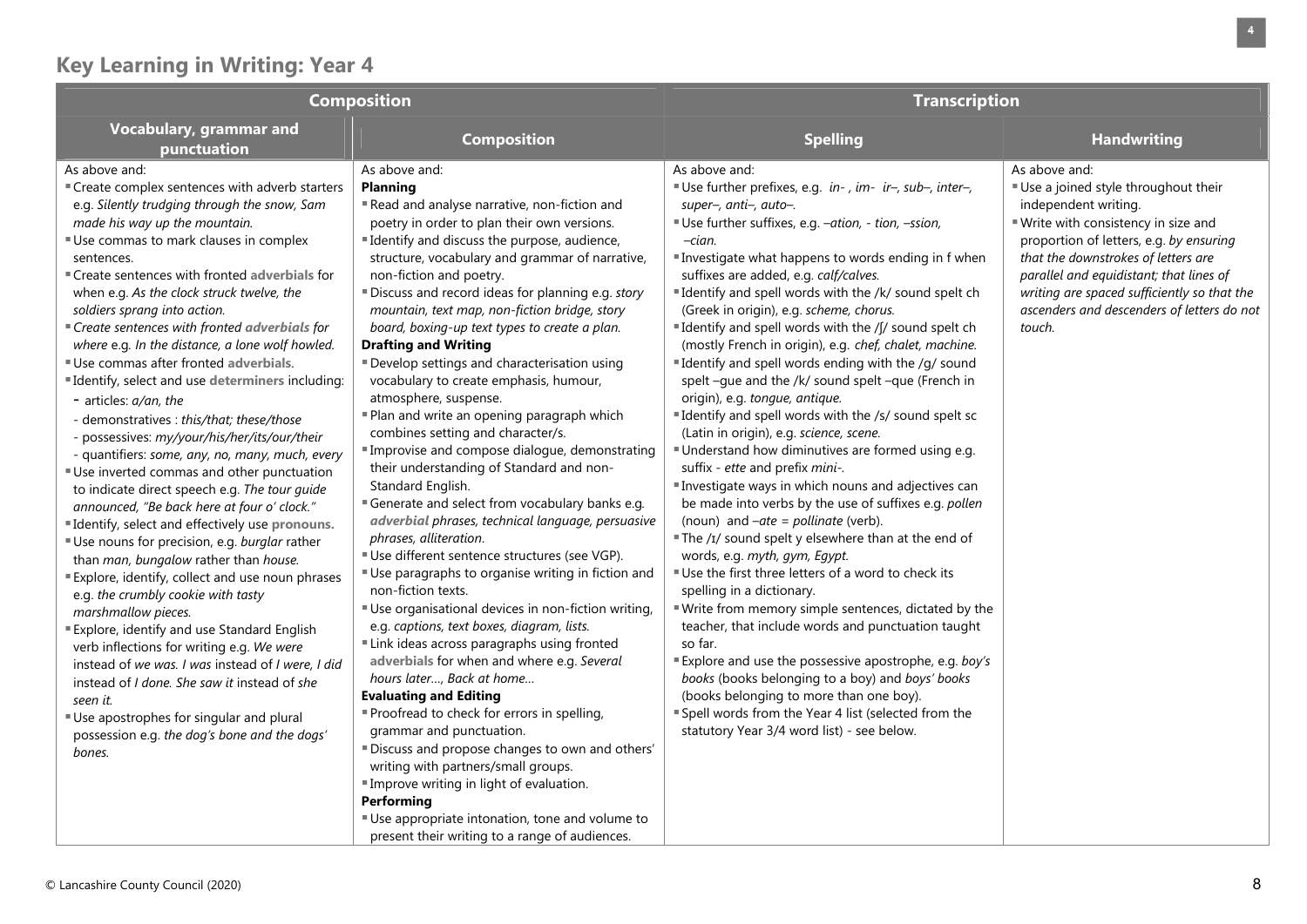## Key Learning in Writing: Year 4

| Composition | | Transcription | |
|---|---|---|---|
| **Vocabulary, grammar and punctuation** | **Composition** | **Spelling** | **Handwriting** |
| As above and:<br>▪ Create complex sentences with adverb starters e.g. *Silently trudging through the snow, Sam made his way up the mountain.*<br>▪ Use commas to mark clauses in complex sentences.<br>▪ Create sentences with fronted **adverbials** for when e.g. *As the clock struck twelve, the soldiers sprang into action.*<br>▪ *Create sentences with fronted* ***adverbials*** *for where* e.g. *In the distance, a lone wolf howled.*<br>▪ Use commas after fronted **adverbials.**<br>▪ Identify, select and use **determiners** including:<br>- articles: *a/an, the*<br>- demonstratives : *this/that; these/those*<br>- possessives: *my/your/his/her/its/our/their*<br>- quantifiers: *some, any, no, many, much, every*<br>▪ Use inverted commas and other punctuation to indicate direct speech e.g. *The tour guide announced, "Be back here at four o' clock."*<br>▪ Identify, select and effectively use **pronouns.**<br>▪ Use nouns for precision, e.g. *burglar* rather than *man, bungalow* rather than *house.*<br>▪ Explore, identify, collect and use noun phrases e.g. *the crumbly cookie with tasty marshmallow pieces.*<br>▪ Explore, identify and use Standard English verb inflections for writing e.g. *We were* instead of *we was. I was* instead of *I were, I did* instead of *I done. She saw it* instead of *she seen it.*<br>▪ Use apostrophes for singular and plural possession e.g. *the dog's bone and the dogs' bones.* | As above and:<br>**Planning**<br>▪ Read and analyse narrative, non-fiction and poetry in order to plan their own versions.<br>▪ Identify and discuss the purpose, audience, structure, vocabulary and grammar of narrative, non-fiction and poetry.<br>▪ Discuss and record ideas for planning e.g. *story mountain, text map, non-fiction bridge, story board, boxing-up text types to create a plan.*<br>**Drafting and Writing**<br>▪ Develop settings and characterisation using vocabulary to create emphasis, humour, atmosphere, suspense.<br>▪ Plan and write an opening paragraph which combines setting and character/s.<br>▪ Improvise and compose dialogue, demonstrating their understanding of Standard and non-Standard English.<br>▪ Generate and select from vocabulary banks e.g. ***adverbial*** *phrases, technical language, persuasive phrases, alliteration*.<br>▪ Use different sentence structures (see VGP).<br>▪ Use paragraphs to organise writing in fiction and non-fiction texts.<br>▪ Use organisational devices in non-fiction writing, e.g. *captions, text boxes, diagram, lists.*<br>▪ Link ideas across paragraphs using fronted **adverbials** for when and where e.g. *Several hours later…, Back at home…*<br>**Evaluating and Editing**<br>▪ Proofread to check for errors in spelling, grammar and punctuation.<br>▪ Discuss and propose changes to own and others' writing with partners/small groups.<br>▪ Improve writing in light of evaluation.<br>**Performing**<br>▪ Use appropriate intonation, tone and volume to present their writing to a range of audiences. | As above and:<br>▪ Use further prefixes, e.g. *in- , im- ir–, sub–, inter–, super–, anti–, auto–.*<br>▪ Use further suffixes, e.g. *–ation, - tion, –ssion, –cian.*<br>▪ Investigate what happens to words ending in f when suffixes are added, e.g. *calf/calves.*<br>▪ Identify and spell words with the /k/ sound spelt ch (Greek in origin), e.g. *scheme, chorus.*<br>▪ Identify and spell words with the /ʃ/ sound spelt ch (mostly French in origin), e.g. *chef, chalet, machine.*<br>▪ Identify and spell words ending with the /g/ sound spelt –gue and the /k/ sound spelt –que (French in origin), e.g. *tongue, antique.*<br>▪ Identify and spell words with the /s/ sound spelt sc (Latin in origin), e.g. *science, scene.*<br>▪ Understand how diminutives are formed using e.g. suffix - *ette* and prefix *mini-*.<br>▪ Investigate ways in which nouns and adjectives can be made into verbs by the use of suffixes e.g. *pollen* (noun) and *–ate = pollinate* (verb).<br>▪ The /ɪ/ sound spelt y elsewhere than at the end of words, e.g. *myth, gym, Egypt.*<br>▪ Use the first three letters of a word to check its spelling in a dictionary.<br>▪ Write from memory simple sentences, dictated by the teacher, that include words and punctuation taught so far.<br>▪ Explore and use the possessive apostrophe, e.g. *boy's books* (books belonging to a boy) and *boys' books* (books belonging to more than one boy).<br>▪ Spell words from the Year 4 list (selected from the statutory Year 3/4 word list) - see below. | As above and:<br>▪ Use a joined style throughout their independent writing.<br>▪ Write with consistency in size and proportion of letters, e.g. *by ensuring that the downstrokes of letters are parallel and equidistant; that lines of writing are spaced sufficiently so that the ascenders and descenders of letters do not touch.* |

© Lancashire County Council (2020)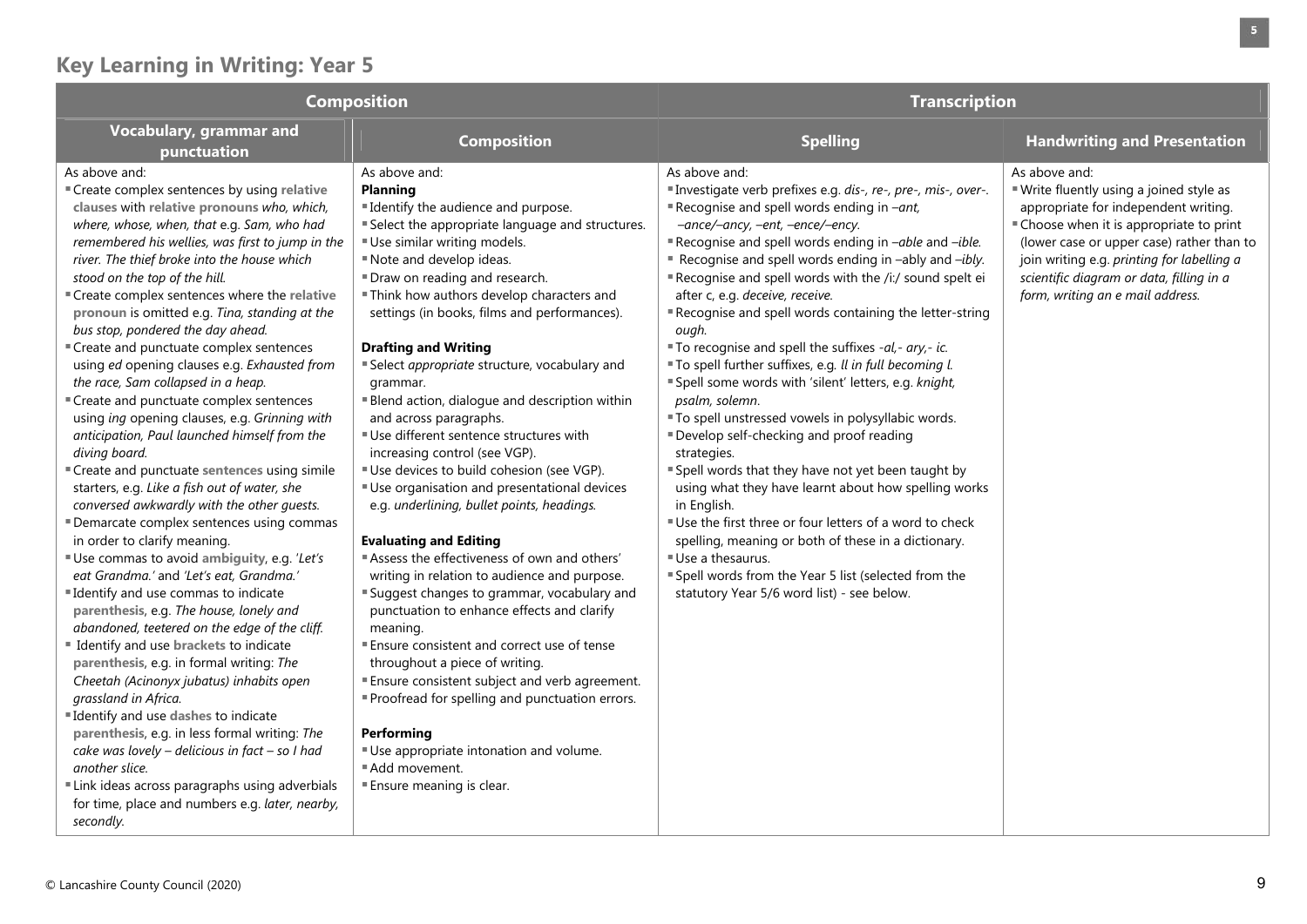## Key Learning in Writing: Year 5

| Composition | | Transcription | |
|---|---|---|---|
| **Vocabulary, grammar and punctuation** | **Composition** | **Spelling** | **Handwriting and Presentation** |
| As above and:<br>▪ Create complex sentences by using **relative clauses** with **relative pronouns** *who, which, where, whose, when, that* e.g. *Sam, who had remembered his wellies, was first to jump in the river. The thief broke into the house which stood on the top of the hill.*<br>▪ Create complex sentences where the **relative pronoun** is omitted e.g. *Tina, standing at the bus stop, pondered the day ahead.*<br>▪ Create and punctuate complex sentences using *ed* opening clauses e.g. *Exhausted from the race, Sam collapsed in a heap.*<br>▪ Create and punctuate complex sentences using *ing* opening clauses, e.g. *Grinning with anticipation, Paul launched himself from the diving board.*<br>▪ Create and punctuate **sentences** using simile starters, e.g. *Like a fish out of water, she conversed awkwardly with the other guests.*<br>▪ Demarcate complex sentences using commas in order to clarify meaning.<br>▪ Use commas to avoid **ambiguity**, e.g. '*Let's eat Grandma.*' and '*Let's eat, Grandma.*'<br>▪ Identify and use commas to indicate **parenthesis**, e.g. *The house, lonely and abandoned, teetered on the edge of the cliff.*<br>▪ Identify and use **brackets** to indicate **parenthesis**, e.g. in formal writing: *The Cheetah (Acinonyx jubatus) inhabits open grassland in Africa.*<br>▪ Identify and use **dashes** to indicate **parenthesis**, e.g. in less formal writing: *The cake was lovely – delicious in fact – so I had another slice.*<br>▪ Link ideas across paragraphs using adverbials for time, place and numbers e.g. *later, nearby, secondly.* | As above and:<br>**Planning**<br>▪ Identify the audience and purpose.<br>▪ Select the appropriate language and structures.<br>▪ Use similar writing models.<br>▪ Note and develop ideas.<br>▪ Draw on reading and research.<br>▪ Think how authors develop characters and settings (in books, films and performances).<br><br>**Drafting and Writing**<br>▪ Select *appropriate* structure, vocabulary and grammar.<br>▪ Blend action, dialogue and description within and across paragraphs.<br>▪ Use different sentence structures with increasing control (see VGP).<br>▪ Use devices to build cohesion (see VGP).<br>▪ Use organisation and presentational devices e.g. *underlining, bullet points, headings.*<br><br>**Evaluating and Editing**<br>▪ Assess the effectiveness of own and others' writing in relation to audience and purpose.<br>▪ Suggest changes to grammar, vocabulary and punctuation to enhance effects and clarify meaning.<br>▪ Ensure consistent and correct use of tense throughout a piece of writing.<br>▪ Ensure consistent subject and verb agreement.<br>▪ Proofread for spelling and punctuation errors.<br><br>**Performing**<br>▪ Use appropriate intonation and volume.<br>▪ Add movement.<br>▪ Ensure meaning is clear. | As above and:<br>▪ Investigate verb prefixes e.g. *dis-, re-, pre-, mis-, over-.*<br>▪ Recognise and spell words ending in *–ant, –ance/–ancy, –ent, –ence/–ency.*<br>▪ Recognise and spell words ending in *–able* and *–ible.*<br>▪ Recognise and spell words ending in –ably and *–ibly.*<br>▪ Recognise and spell words with the /i:/ sound spelt ei after c, e.g. *deceive, receive.*<br>▪ Recognise and spell words containing the letter-string *ough.*<br>▪ To recognise and spell the suffixes *-al,- ary,- ic.*<br>▪ To spell further suffixes, e.g. *ll in full becoming l.*<br>▪ Spell some words with 'silent' letters, e.g. *knight, psalm, solemn.*<br>▪ To spell unstressed vowels in polysyllabic words.<br>▪ Develop self-checking and proof reading strategies.<br>▪ Spell words that they have not yet been taught by using what they have learnt about how spelling works in English.<br>▪ Use the first three or four letters of a word to check spelling, meaning or both of these in a dictionary.<br>▪ Use a thesaurus.<br>▪ Spell words from the Year 5 list (selected from the statutory Year 5/6 word list) - see below. | As above and:<br>▪ Write fluently using a joined style as appropriate for independent writing.<br>▪ Choose when it is appropriate to print (lower case or upper case) rather than to join writing e.g. *printing for labelling a scientific diagram or data, filling in a form, writing an e mail address.* |

© Lancashire County Council (2020)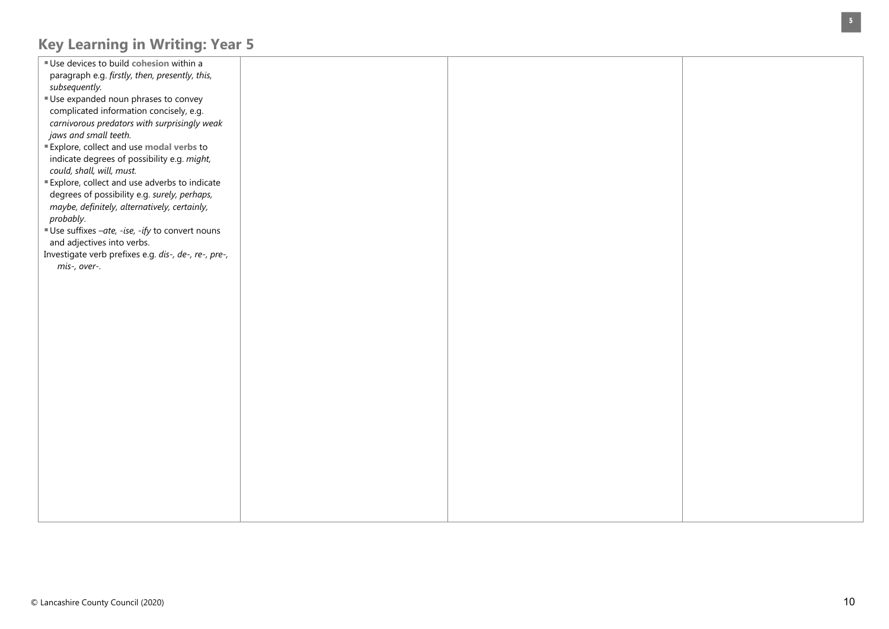## Key Learning in Writing: Year 5

| | | | |
|---|---|---|---|
| ▪ Use devices to build **cohesion** within a paragraph e.g. *firstly, then, presently, this, subsequently.*<br>▪ Use expanded noun phrases to convey complicated information concisely, e.g. *carnivorous predators with surprisingly weak jaws and small teeth.*<br>▪ Explore, collect and use **modal verbs** to indicate degrees of possibility e.g. *might, could, shall, will, must.*<br>▪ Explore, collect and use adverbs to indicate degrees of possibility e.g. *surely, perhaps, maybe, definitely, alternatively, certainly, probably*.<br>▪ Use suffixes *–ate, -ise, -ify* to convert nouns and adjectives into verbs.<br>Investigate verb prefixes e.g. *dis-, de-, re-, pre-, mis-, over-*. | | | |

© Lancashire County Council (2020)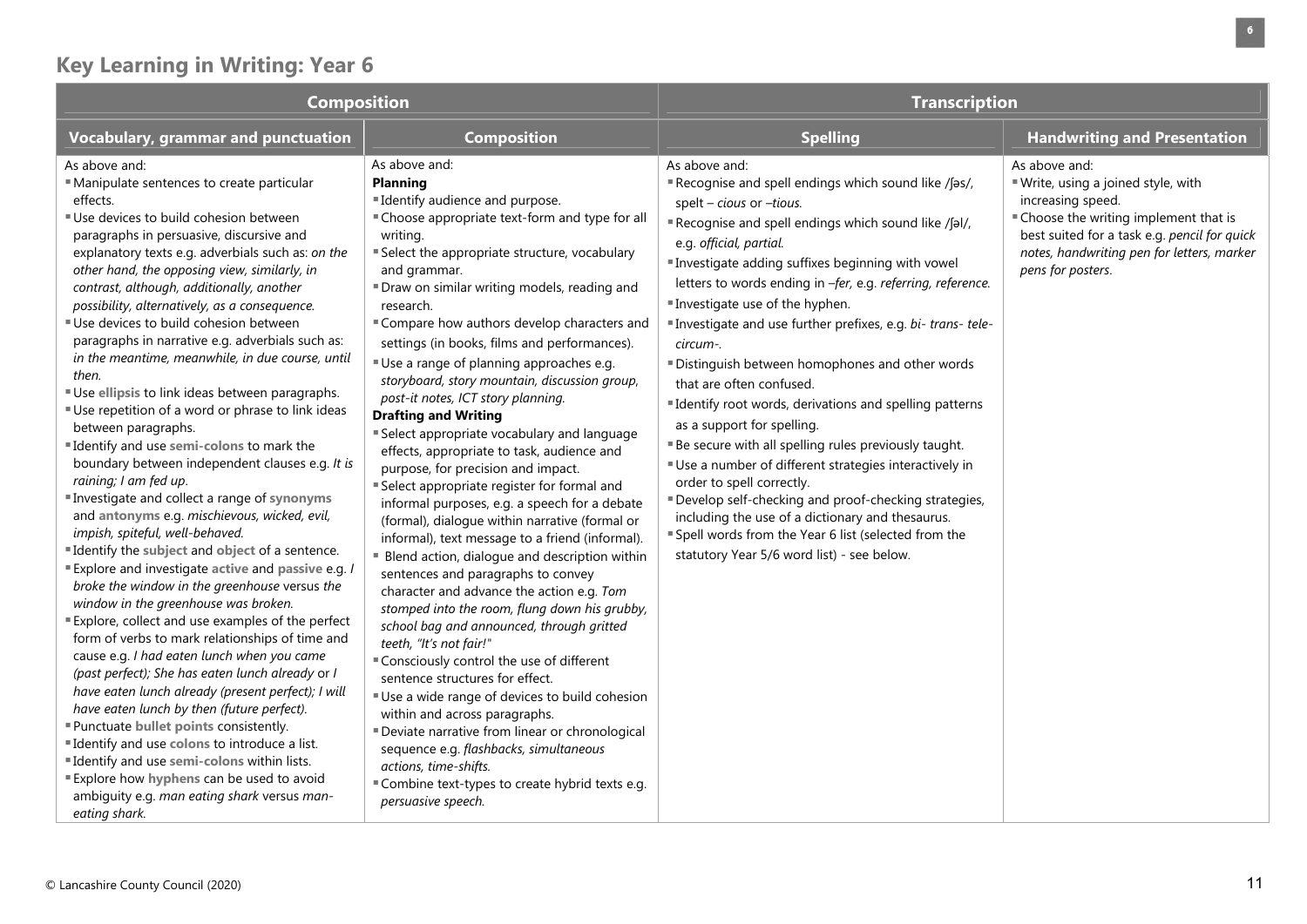## Key Learning in Writing: Year 6

| Composition | | Transcription | |
|---|---|---|---|
| **Vocabulary, grammar and punctuation** | **Composition** | **Spelling** | **Handwriting and Presentation** |
| As above and:<br>▪ Manipulate sentences to create particular effects.<br>▪ Use devices to build cohesion between paragraphs in persuasive, discursive and explanatory texts e.g. adverbials such as: *on the other hand, the opposing view, similarly, in contrast, although, additionally, another possibility, alternatively, as a consequence.*<br>▪ Use devices to build cohesion between paragraphs in narrative e.g. adverbials such as: *in the meantime, meanwhile, in due course, until then.*<br>▪ Use **ellipsis** to link ideas between paragraphs.<br>▪ Use repetition of a word or phrase to link ideas between paragraphs.<br>▪ Identify and use **semi-colons** to mark the boundary between independent clauses e.g. *It is raining; I am fed up*.<br>▪ Investigate and collect a range of **synonyms** and **antonyms** e.g. *mischievous, wicked, evil, impish, spiteful, well-behaved.*<br>▪ Identify the **subject** and **object** of a sentence.<br>▪ Explore and investigate **active** and **passive** e.g. *I broke the window in the greenhouse* versus *the window in the greenhouse was broken.*<br>▪ Explore, collect and use examples of the perfect form of verbs to mark relationships of time and cause e.g. *I had eaten lunch when you came (past perfect); She has eaten lunch already* or *I have eaten lunch already (present perfect); I will have eaten lunch by then (future perfect).*<br>▪ Punctuate **bullet points** consistently.<br>▪ Identify and use **colons** to introduce a list.<br>▪ Identify and use **semi-colons** within lists.<br>▪ Explore how **hyphens** can be used to avoid ambiguity e.g. *man eating shark* versus *man-eating shark.* | As above and:<br>**Planning**<br>▪ Identify audience and purpose.<br>▪ Choose appropriate text-form and type for all writing.<br>▪ Select the appropriate structure, vocabulary and grammar.<br>▪ Draw on similar writing models, reading and research.<br>▪ Compare how authors develop characters and settings (in books, films and performances).<br>▪ Use a range of planning approaches e.g. *storyboard, story mountain, discussion group, post-it notes, ICT story planning.*<br>**Drafting and Writing**<br>▪ Select appropriate vocabulary and language effects, appropriate to task, audience and purpose, for precision and impact.<br>▪ Select appropriate register for formal and informal purposes, e.g. a speech for a debate (formal), dialogue within narrative (formal or informal), text message to a friend (informal).<br>▪ Blend action, dialogue and description within sentences and paragraphs to convey character and advance the action e.g. *Tom stomped into the room, flung down his grubby, school bag and announced, through gritted teeth, "It's not fair!"*<br>▪ Consciously control the use of different sentence structures for effect.<br>▪ Use a wide range of devices to build cohesion within and across paragraphs.<br>▪ Deviate narrative from linear or chronological sequence e.g. *flashbacks, simultaneous actions, time-shifts.*<br>▪ Combine text-types to create hybrid texts e.g. *persuasive speech.* | As above and:<br>▪ Recognise and spell endings which sound like /ʃəs/, spelt – *cious* or *–tious.*<br>▪ Recognise and spell endings which sound like /ʃəl/, e.g. *official, partial.*<br>▪ Investigate adding suffixes beginning with vowel letters to words ending in *–fer,* e.g. *referring, reference.*<br>▪ Investigate use of the hyphen.<br>▪ Investigate and use further prefixes, e.g. *bi- trans- tele- circum-.*<br>▪ Distinguish between homophones and other words that are often confused.<br>▪ Identify root words, derivations and spelling patterns as a support for spelling.<br>▪ Be secure with all spelling rules previously taught.<br>▪ Use a number of different strategies interactively in order to spell correctly.<br>▪ Develop self-checking and proof-checking strategies, including the use of a dictionary and thesaurus.<br>▪ Spell words from the Year 6 list (selected from the statutory Year 5/6 word list) - see below. | As above and:<br>▪ Write, using a joined style, with increasing speed.<br>▪ Choose the writing implement that is best suited for a task e.g. *pencil for quick notes, handwriting pen for letters, marker pens for posters*. |

© Lancashire County Council (2020)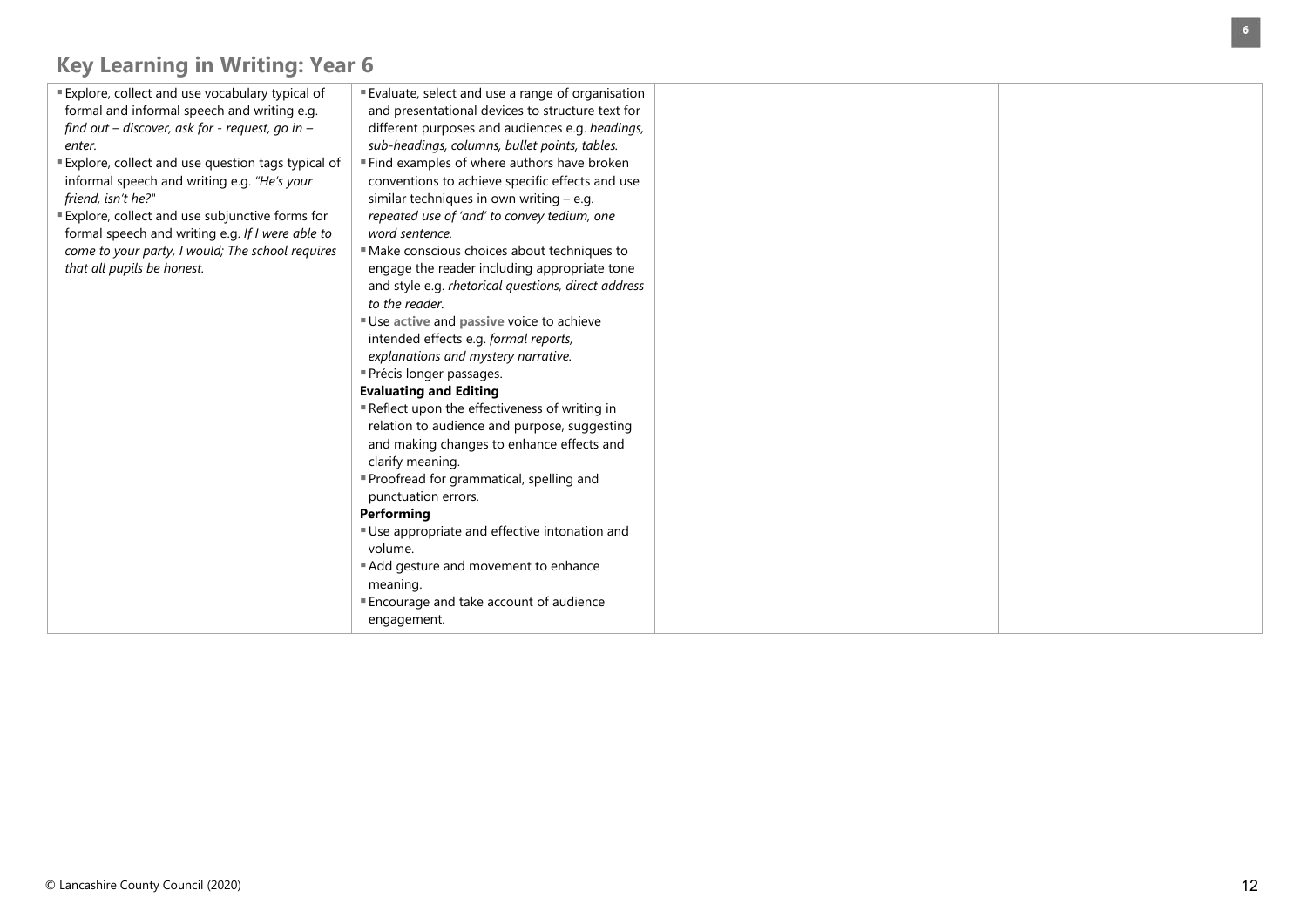## Key Learning in Writing: Year 6

| | | | |
|---|---|---|---|
| ▪ Explore, collect and use vocabulary typical of formal and informal speech and writing e.g. *find out – discover, ask for - request, go in – enter.*<br>▪ Explore, collect and use question tags typical of informal speech and writing e.g. *"He's your friend, isn't he?"*<br>▪ Explore, collect and use subjunctive forms for formal speech and writing e.g. *If I were able to come to your party, I would; The school requires that all pupils be honest.* | ▪ Evaluate, select and use a range of organisation and presentational devices to structure text for different purposes and audiences e.g. *headings, sub-headings, columns, bullet points, tables.*<br>▪ Find examples of where authors have broken conventions to achieve specific effects and use similar techniques in own writing – e.g. *repeated use of 'and' to convey tedium, one word sentence.*<br>▪ Make conscious choices about techniques to engage the reader including appropriate tone and style e.g. *rhetorical questions, direct address to the reader.*<br>▪ Use **active** and **passive** voice to achieve intended effects e.g. *formal reports, explanations and mystery narrative.*<br>▪ Précis longer passages.<br>**Evaluating and Editing**<br>▪ Reflect upon the effectiveness of writing in relation to audience and purpose, suggesting and making changes to enhance effects and clarify meaning.<br>▪ Proofread for grammatical, spelling and punctuation errors.<br>**Performing**<br>▪ Use appropriate and effective intonation and volume.<br>▪ Add gesture and movement to enhance meaning.<br>▪ Encourage and take account of audience engagement. | | |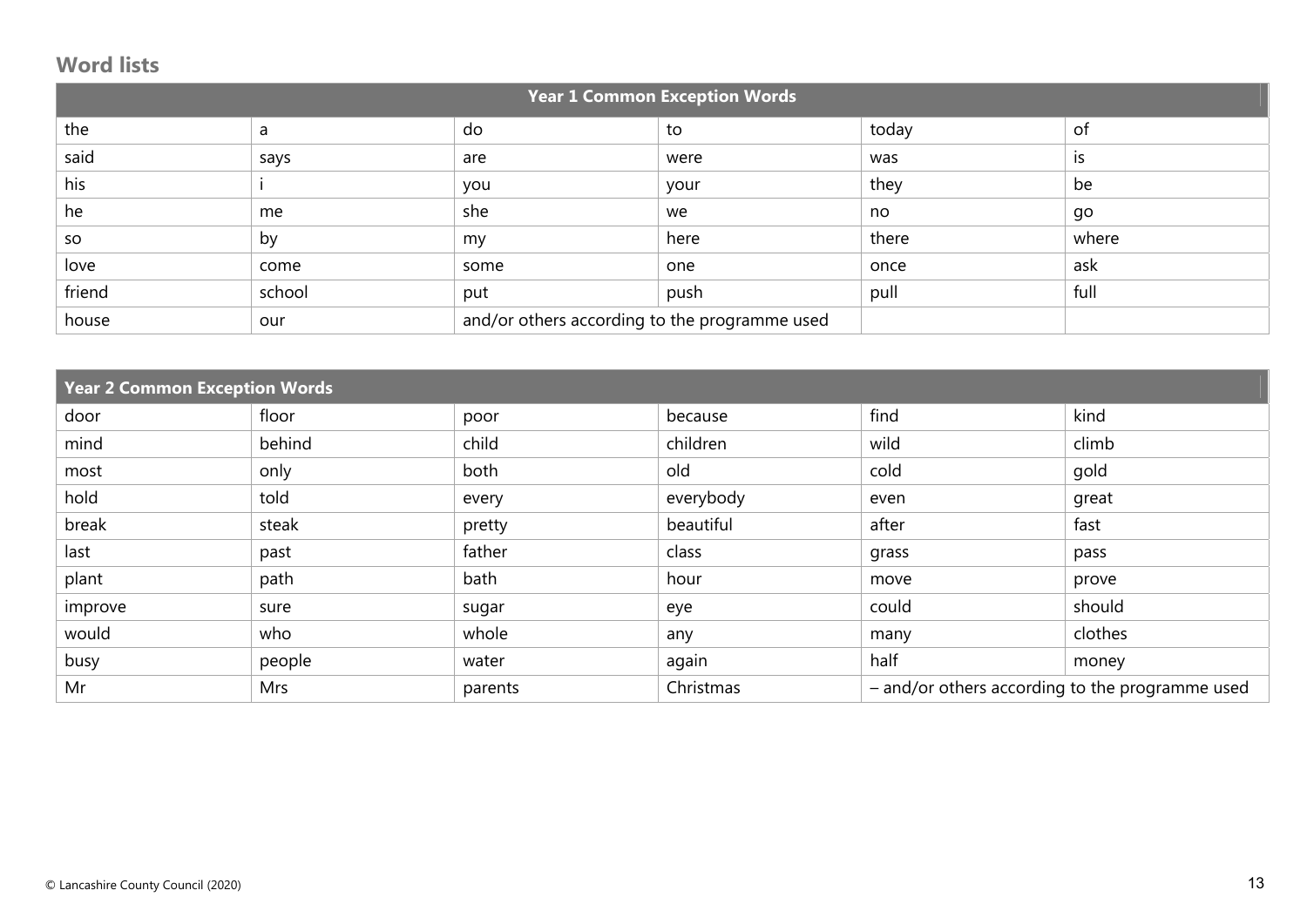## Word lists

| Year 1 Common Exception Words | | | | | |
|---|---|---|---|---|---|
| the | a | do | to | today | of |
| said | says | are | were | was | is |
| his | i | you | your | they | be |
| he | me | she | we | no | go |
| so | by | my | here | there | where |
| love | come | some | one | once | ask |
| friend | school | put | push | pull | full |
| house | our | and/or others according to the programme used | | | |

| Year 2 Common Exception Words | | | | | |
|---|---|---|---|---|---|
| door | floor | poor | because | find | kind |
| mind | behind | child | children | wild | climb |
| most | only | both | old | cold | gold |
| hold | told | every | everybody | even | great |
| break | steak | pretty | beautiful | after | fast |
| last | past | father | class | grass | pass |
| plant | path | bath | hour | move | prove |
| improve | sure | sugar | eye | could | should |
| would | who | whole | any | many | clothes |
| busy | people | water | again | half | money |
| Mr | Mrs | parents | Christmas | – and/or others according to the programme used | |

© Lancashire County Council (2020)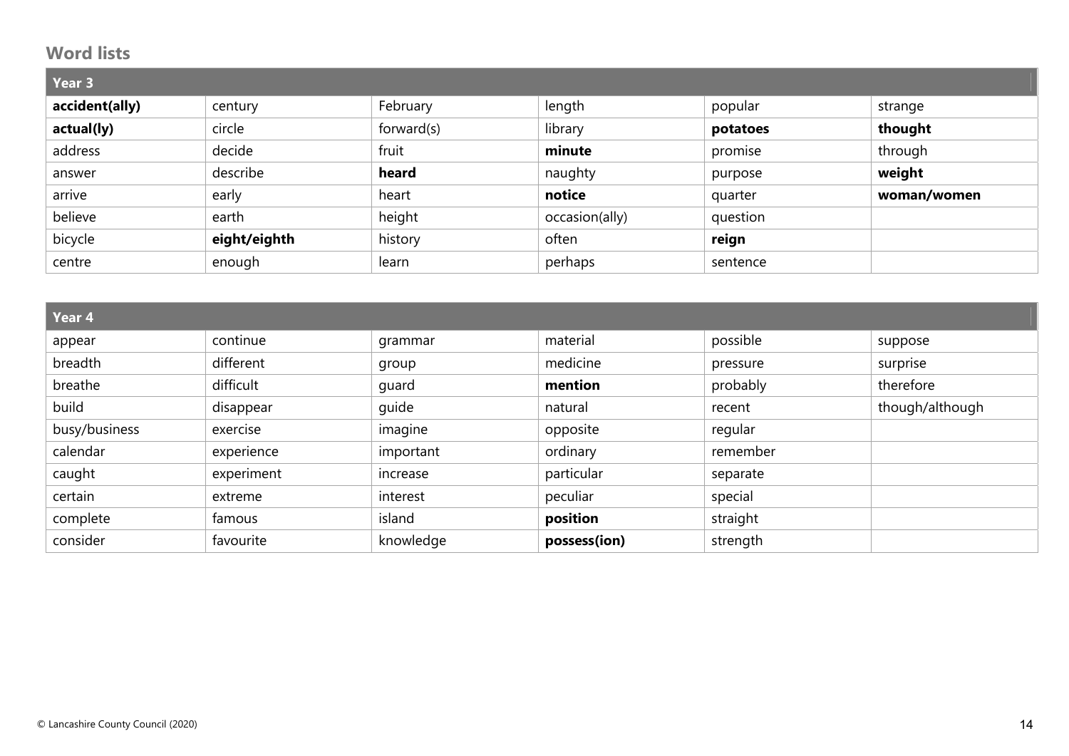## Word lists

| Year 3 | | | | | |
|---|---|---|---|---|---|
| **accident(ally)** | century | February | length | popular | strange |
| **actual(ly)** | circle | forward(s) | library | **potatoes** | **thought** |
| address | decide | fruit | **minute** | promise | through |
| answer | describe | **heard** | naughty | purpose | **weight** |
| arrive | early | heart | **notice** | quarter | **woman/women** |
| believe | earth | height | occasion(ally) | question | |
| bicycle | **eight/eighth** | history | often | **reign** | |
| centre | enough | learn | perhaps | sentence | |

| Year 4 | | | | | |
|---|---|---|---|---|---|
| appear | continue | grammar | material | possible | suppose |
| breadth | different | group | medicine | pressure | surprise |
| breathe | difficult | guard | **mention** | probably | therefore |
| build | disappear | guide | natural | recent | though/although |
| busy/business | exercise | imagine | opposite | regular | |
| calendar | experience | important | ordinary | remember | |
| caught | experiment | increase | particular | separate | |
| certain | extreme | interest | peculiar | special | |
| complete | famous | island | **position** | straight | |
| consider | favourite | knowledge | **possess(ion)** | strength | |

© Lancashire County Council (2020)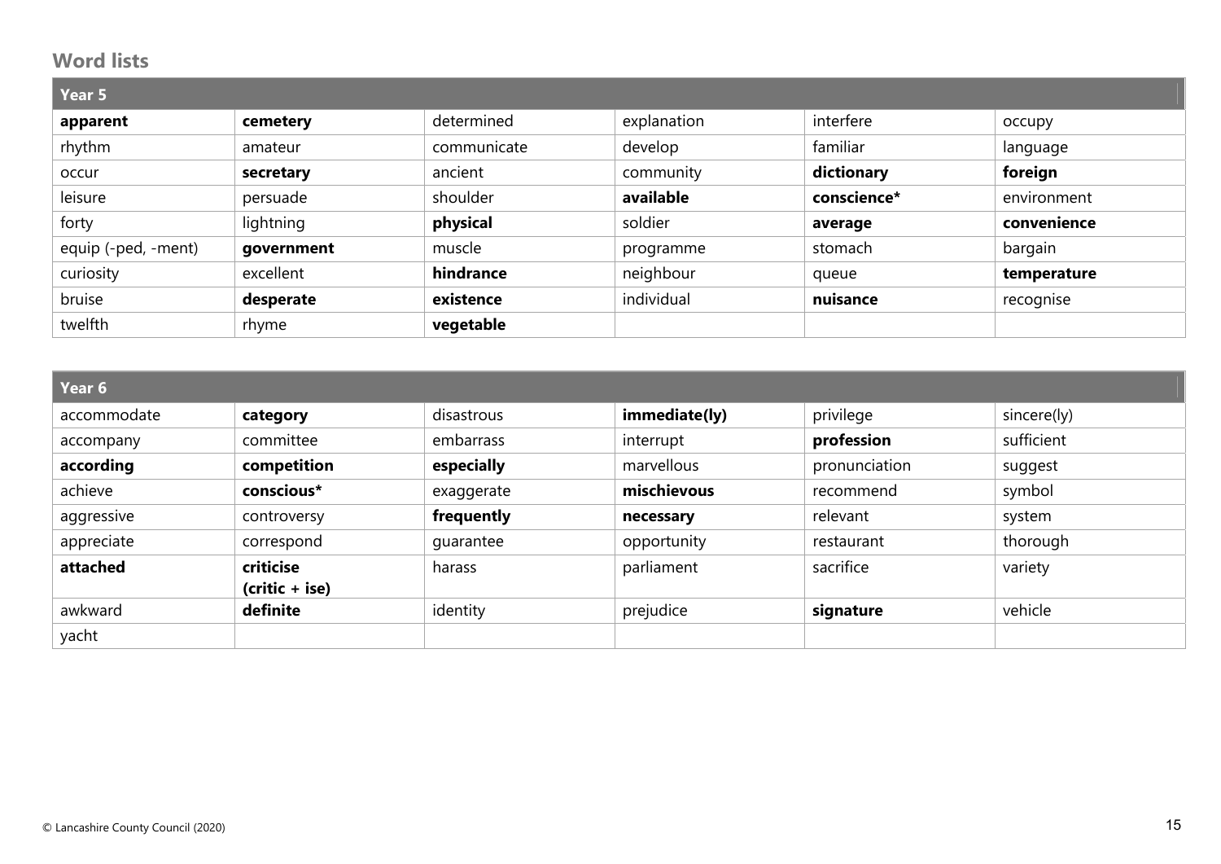## Word lists

| Year 5 | | | | | |
|---|---|---|---|---|---|
| **apparent** | **cemetery** | determined | explanation | interfere | occupy |
| rhythm | amateur | communicate | develop | familiar | language |
| occur | **secretary** | ancient | community | **dictionary** | **foreign** |
| leisure | persuade | shoulder | **available** | **conscience*** | environment |
| forty | lightning | **physical** | soldier | **average** | **convenience** |
| equip (-ped, -ment) | **government** | muscle | programme | stomach | bargain |
| curiosity | excellent | **hindrance** | neighbour | queue | **temperature** |
| bruise | **desperate** | **existence** | individual | **nuisance** | recognise |
| twelfth | rhyme | **vegetable** | | | |

| Year 6 | | | | | |
|---|---|---|---|---|---|
| accommodate | **category** | disastrous | **immediate(ly)** | privilege | sincere(ly) |
| accompany | committee | embarrass | interrupt | **profession** | sufficient |
| **according** | **competition** | **especially** | marvellous | pronunciation | suggest |
| achieve | **conscious*** | exaggerate | **mischievous** | recommend | symbol |
| aggressive | controversy | **frequently** | **necessary** | relevant | system |
| appreciate | correspond | guarantee | opportunity | restaurant | thorough |
| **attached** | **criticise (critic + ise)** | harass | parliament | sacrifice | variety |
| awkward | **definite** | identity | prejudice | **signature** | vehicle |
| yacht | | | | | |

© Lancashire County Council (2020)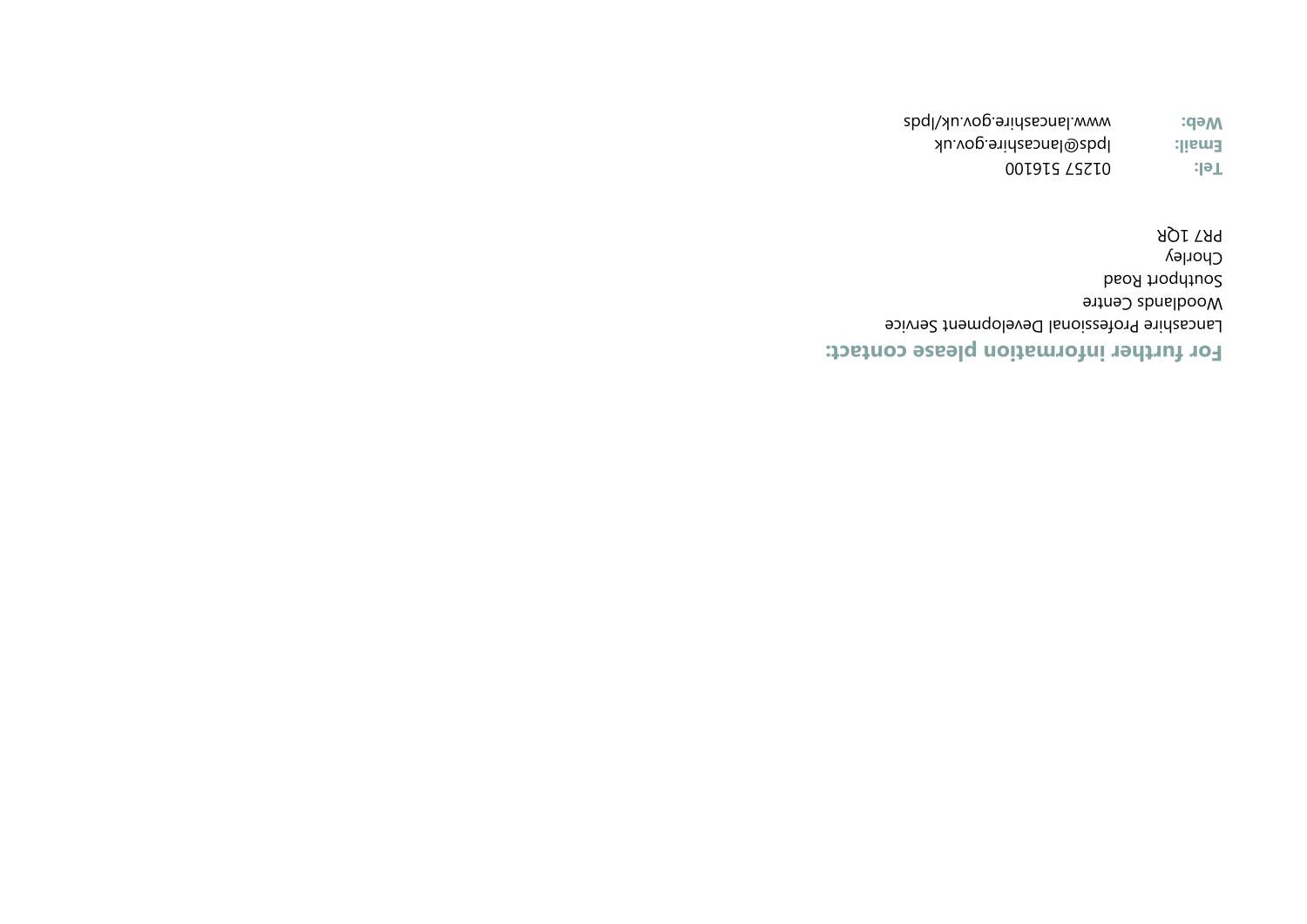**For further information please contact:**

Lancashire Professional Development Service
Woodlands Centre
Southport Road
Chorley
PR7 1QR

**Tel:** 01257 516100
**Email:** lpds@lancashire.gov.uk
**Web:** www.lancashire.gov.uk/lpds